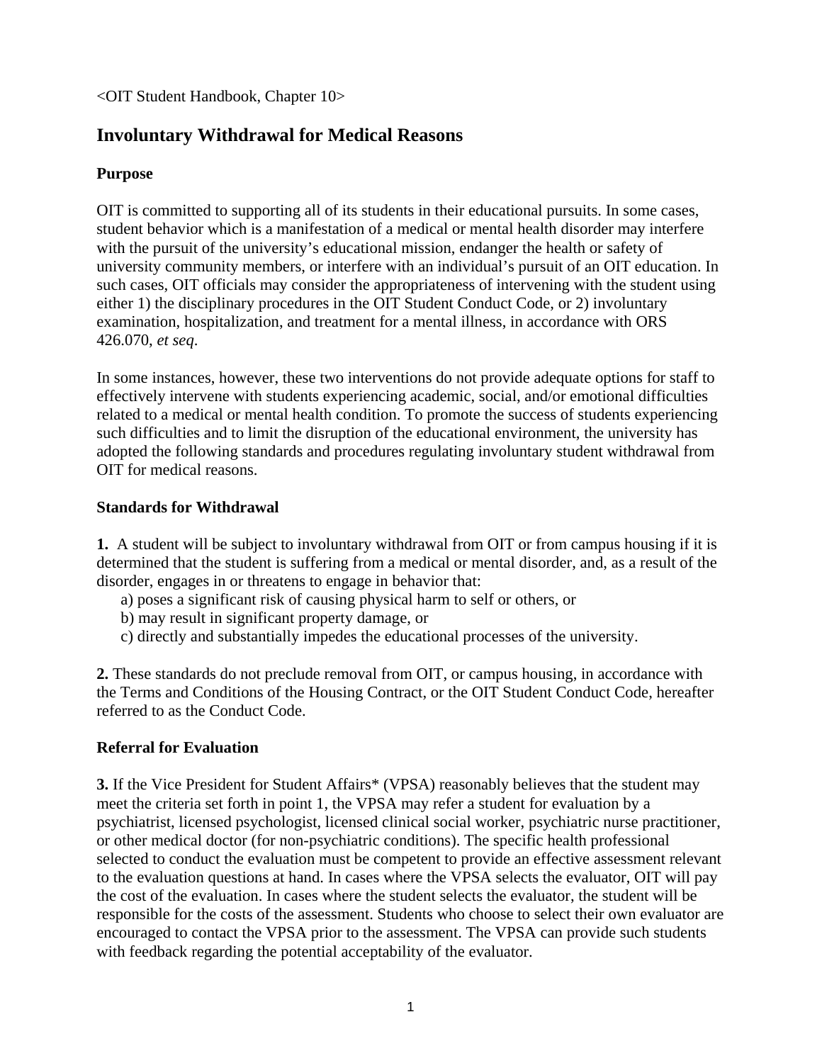<OIT Student Handbook, Chapter 10>

# Involuntary Withdrawal for Medical Reasons

### Purpose

OIT is committed to supporting all of its students in their educational pursuits. In some cases, student behavior which is a manifestation of a medical or mental health disorder may interfere with the pursuit of the university's educational mission, endanger the health or safety of university community members, or interfere with an individual's pursuit of an OIT education. In such cases, OIT officials may consider the appropriateness of intervening with the student using either 1) the disciplinary procedures in the OIT Student Conduct Code, or 2) involuntary examination, hospitalization, and treatment for a mental illness, in accordance with ORS 426.070, *et seq*.

In some instances, however, these two interventions do not provide adequate options for staff to effectively intervene with students experiencing academic, social, and/or emotional difficulties related to a medical or mental health condition. To promote the success of students experiencing such difficulties and to limit the disruption of the educational environment, the university has adopted the following standards and procedures regulating involuntary student withdrawal from OIT for medical reasons.

### Standards for Withdrawal

**1.** A student will be subject to involuntary withdrawal from OIT or from campus housing if it is determined that the student is suffering from a medical or mental disorder, and, as a result of the disorder, engages in or threatens to engage in behavior that:

- a) poses a significant risk of causing physical harm to self or others, or
- b) may result in significant property damage, or
- c) directly and substantially impedes the educational processes of the university.

**2.** These standards do not preclude removal from OIT, or campus housing, in accordance with the Terms and Conditions of the Housing Contract, or the OIT Student Conduct Code, hereafter referred to as the Conduct Code.

### Referral for Evaluation

**3.** If the Vice President for Student Affairs* (VPSA) reasonably believes that the student may meet the criteria set forth in point 1, the VPSA may refer a student for evaluation by a psychiatrist, licensed psychologist, licensed clinical social worker, psychiatric nurse practitioner, or other medical doctor (for non-psychiatric conditions). The specific health professional selected to conduct the evaluation must be competent to provide an effective assessment relevant to the evaluation questions at hand. In cases where the VPSA selects the evaluator, OIT will pay the cost of the evaluation. In cases where the student selects the evaluator, the student will be responsible for the costs of the assessment. Students who choose to select their own evaluator are encouraged to contact the VPSA prior to the assessment. The VPSA can provide such students with feedback regarding the potential acceptability of the evaluator.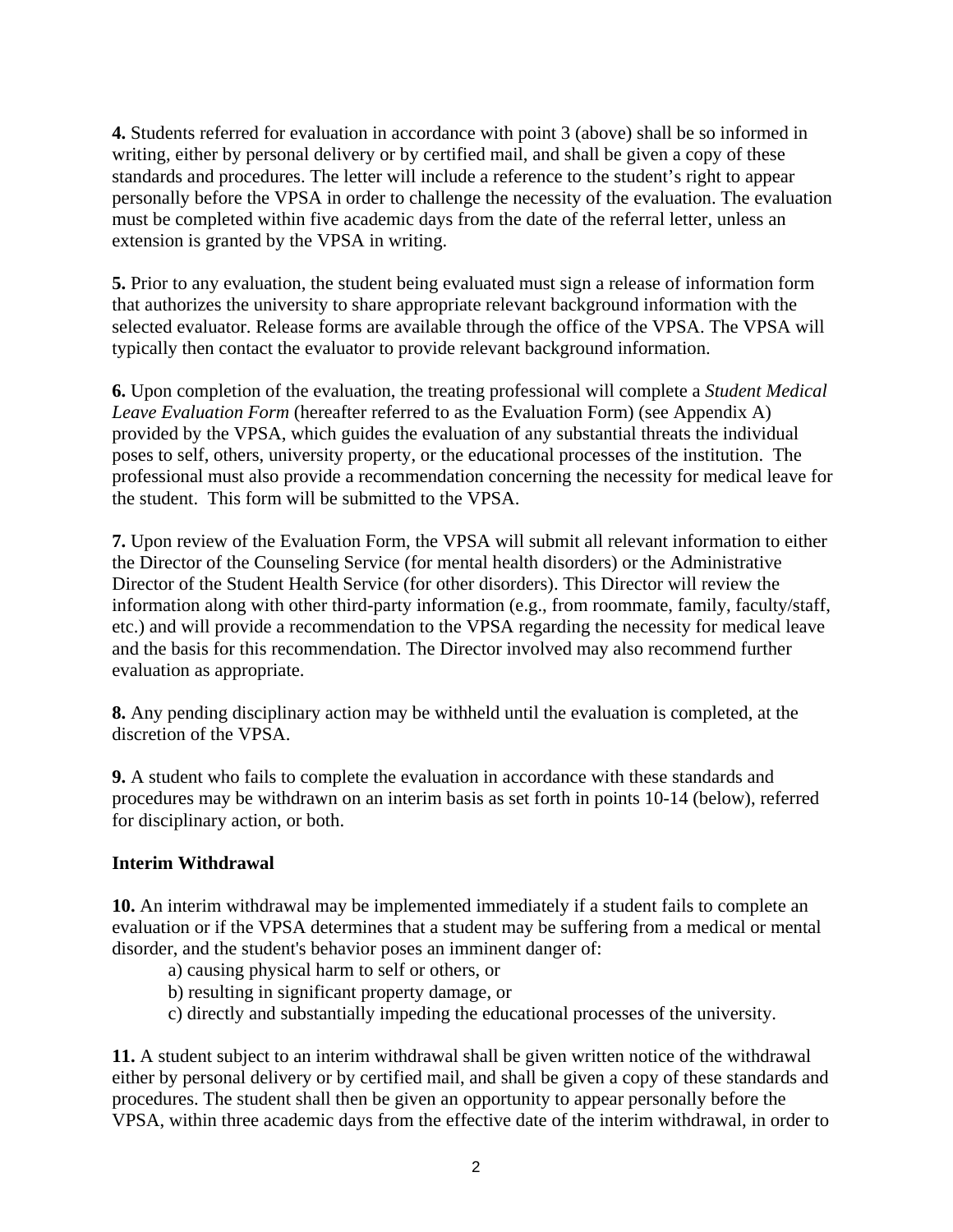**4.** Students referred for evaluation in accordance with point 3 (above) shall be so informed in writing, either by personal delivery or by certified mail, and shall be given a copy of these standards and procedures. The letter will include a reference to the student's right to appear personally before the VPSA in order to challenge the necessity of the evaluation. The evaluation must be completed within five academic days from the date of the referral letter, unless an extension is granted by the VPSA in writing.

**5.** Prior to any evaluation, the student being evaluated must sign a release of information form that authorizes the university to share appropriate relevant background information with the selected evaluator. Release forms are available through the office of the VPSA. The VPSA will typically then contact the evaluator to provide relevant background information.

**6.** Upon completion of the evaluation, the treating professional will complete a *Student Medical Leave Evaluation Form* (hereafter referred to as the Evaluation Form) (see Appendix A) provided by the VPSA, which guides the evaluation of any substantial threats the individual poses to self, others, university property, or the educational processes of the institution. The professional must also provide a recommendation concerning the necessity for medical leave for the student. This form will be submitted to the VPSA.

**7.** Upon review of the Evaluation Form, the VPSA will submit all relevant information to either the Director of the Counseling Service (for mental health disorders) or the Administrative Director of the Student Health Service (for other disorders). This Director will review the information along with other third-party information (e.g., from roommate, family, faculty/staff, etc.) and will provide a recommendation to the VPSA regarding the necessity for medical leave and the basis for this recommendation. The Director involved may also recommend further evaluation as appropriate.

**8.** Any pending disciplinary action may be withheld until the evaluation is completed, at the discretion of the VPSA.

**9.** A student who fails to complete the evaluation in accordance with these standards and procedures may be withdrawn on an interim basis as set forth in points 10-14 (below), referred for disciplinary action, or both.

**Interim Withdrawal**

**10.** An interim withdrawal may be implemented immediately if a student fails to complete an evaluation or if the VPSA determines that a student may be suffering from a medical or mental disorder, and the student's behavior poses an imminent danger of:

a) causing physical harm to self or others, or
b) resulting in significant property damage, or
c) directly and substantially impeding the educational processes of the university.

**11.** A student subject to an interim withdrawal shall be given written notice of the withdrawal either by personal delivery or by certified mail, and shall be given a copy of these standards and procedures. The student shall then be given an opportunity to appear personally before the VPSA, within three academic days from the effective date of the interim withdrawal, in order to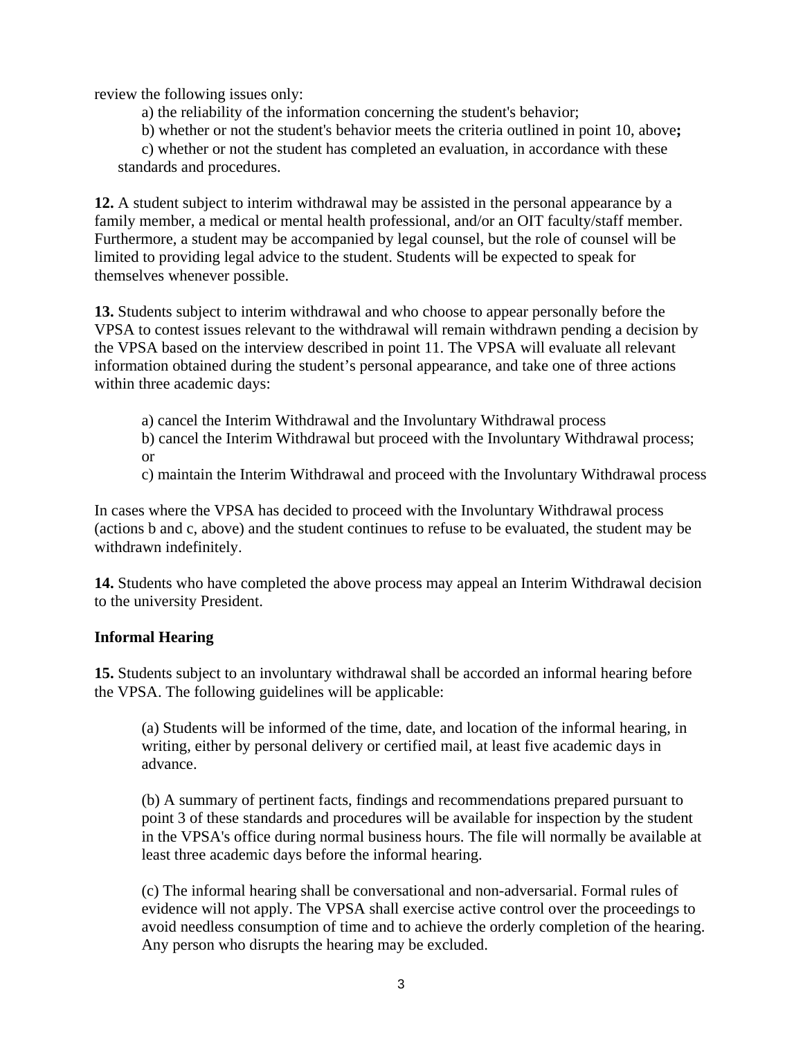review the following issues only:

a) the reliability of the information concerning the student's behavior;

b) whether or not the student's behavior meets the criteria outlined in point 10, above**;**

c) whether or not the student has completed an evaluation, in accordance with these standards and procedures.

**12.** A student subject to interim withdrawal may be assisted in the personal appearance by a family member, a medical or mental health professional, and/or an OIT faculty/staff member. Furthermore, a student may be accompanied by legal counsel, but the role of counsel will be limited to providing legal advice to the student. Students will be expected to speak for themselves whenever possible.

**13.** Students subject to interim withdrawal and who choose to appear personally before the VPSA to contest issues relevant to the withdrawal will remain withdrawn pending a decision by the VPSA based on the interview described in point 11. The VPSA will evaluate all relevant information obtained during the student's personal appearance, and take one of three actions within three academic days:

a) cancel the Interim Withdrawal and the Involuntary Withdrawal process

b) cancel the Interim Withdrawal but proceed with the Involuntary Withdrawal process; or

c) maintain the Interim Withdrawal and proceed with the Involuntary Withdrawal process

In cases where the VPSA has decided to proceed with the Involuntary Withdrawal process (actions b and c, above) and the student continues to refuse to be evaluated, the student may be withdrawn indefinitely.

**14.** Students who have completed the above process may appeal an Interim Withdrawal decision to the university President.

**Informal Hearing**

**15.** Students subject to an involuntary withdrawal shall be accorded an informal hearing before the VPSA. The following guidelines will be applicable:

(a) Students will be informed of the time, date, and location of the informal hearing, in writing, either by personal delivery or certified mail, at least five academic days in advance.

(b) A summary of pertinent facts, findings and recommendations prepared pursuant to point 3 of these standards and procedures will be available for inspection by the student in the VPSA's office during normal business hours. The file will normally be available at least three academic days before the informal hearing.

(c) The informal hearing shall be conversational and non-adversarial. Formal rules of evidence will not apply. The VPSA shall exercise active control over the proceedings to avoid needless consumption of time and to achieve the orderly completion of the hearing. Any person who disrupts the hearing may be excluded.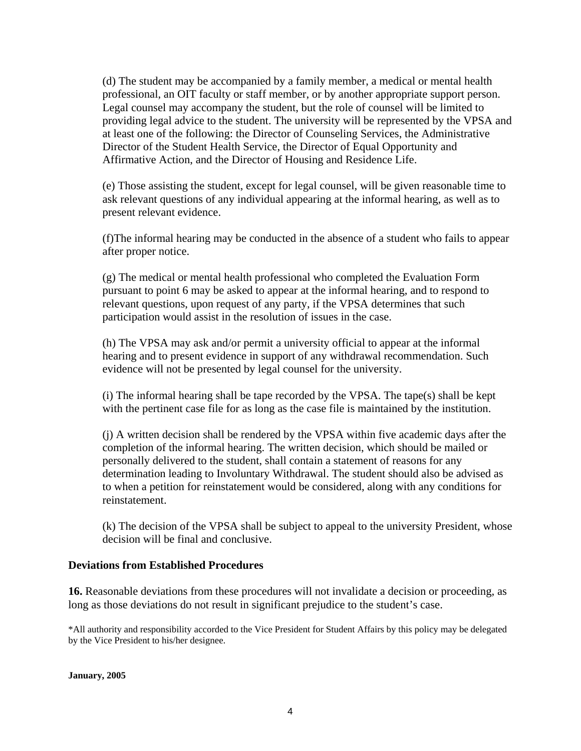(d) The student may be accompanied by a family member, a medical or mental health professional, an OIT faculty or staff member, or by another appropriate support person. Legal counsel may accompany the student, but the role of counsel will be limited to providing legal advice to the student. The university will be represented by the VPSA and at least one of the following: the Director of Counseling Services, the Administrative Director of the Student Health Service, the Director of Equal Opportunity and Affirmative Action, and the Director of Housing and Residence Life.

(e) Those assisting the student, except for legal counsel, will be given reasonable time to ask relevant questions of any individual appearing at the informal hearing, as well as to present relevant evidence.

(f)The informal hearing may be conducted in the absence of a student who fails to appear after proper notice.

(g) The medical or mental health professional who completed the Evaluation Form pursuant to point 6 may be asked to appear at the informal hearing, and to respond to relevant questions, upon request of any party, if the VPSA determines that such participation would assist in the resolution of issues in the case.

(h) The VPSA may ask and/or permit a university official to appear at the informal hearing and to present evidence in support of any withdrawal recommendation. Such evidence will not be presented by legal counsel for the university.

(i) The informal hearing shall be tape recorded by the VPSA. The tape(s) shall be kept with the pertinent case file for as long as the case file is maintained by the institution.

(j) A written decision shall be rendered by the VPSA within five academic days after the completion of the informal hearing. The written decision, which should be mailed or personally delivered to the student, shall contain a statement of reasons for any determination leading to Involuntary Withdrawal. The student should also be advised as to when a petition for reinstatement would be considered, along with any conditions for reinstatement.

(k) The decision of the VPSA shall be subject to appeal to the university President, whose decision will be final and conclusive.

**Deviations from Established Procedures**

**16.** Reasonable deviations from these procedures will not invalidate a decision or proceeding, as long as those deviations do not result in significant prejudice to the student's case.

*All authority and responsibility accorded to the Vice President for Student Affairs by this policy may be delegated by the Vice President to his/her designee.

**January, 2005**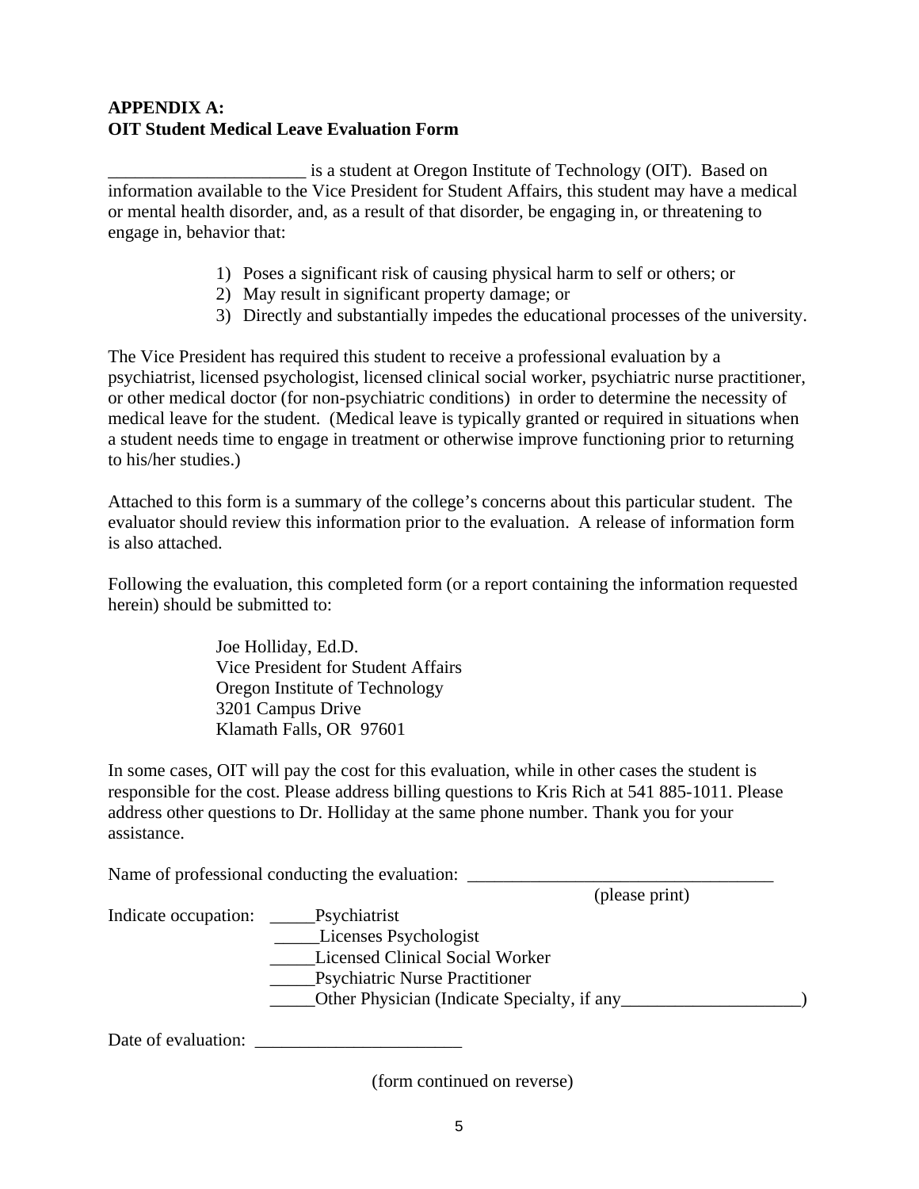**APPENDIX A:**
**OIT Student Medical Leave Evaluation Form**

______________________ is a student at Oregon Institute of Technology (OIT). Based on information available to the Vice President for Student Affairs, this student may have a medical or mental health disorder, and, as a result of that disorder, be engaging in, or threatening to engage in, behavior that:

1) Poses a significant risk of causing physical harm to self or others; or
2) May result in significant property damage; or
3) Directly and substantially impedes the educational processes of the university.

The Vice President has required this student to receive a professional evaluation by a psychiatrist, licensed psychologist, licensed clinical social worker, psychiatric nurse practitioner, or other medical doctor (for non-psychiatric conditions) in order to determine the necessity of medical leave for the student. (Medical leave is typically granted or required in situations when a student needs time to engage in treatment or otherwise improve functioning prior to returning to his/her studies.)

Attached to this form is a summary of the college's concerns about this particular student. The evaluator should review this information prior to the evaluation. A release of information form is also attached.

Following the evaluation, this completed form (or a report containing the information requested herein) should be submitted to:

Joe Holliday, Ed.D.
Vice President for Student Affairs
Oregon Institute of Technology
3201 Campus Drive
Klamath Falls, OR 97601

In some cases, OIT will pay the cost for this evaluation, while in other cases the student is responsible for the cost. Please address billing questions to Kris Rich at 541 885-1011. Please address other questions to Dr. Holliday at the same phone number. Thank you for your assistance.

Name of professional conducting the evaluation: ___________________________________
(please print)

Indicate occupation:
_____Psychiatrist
_____Licenses Psychologist
_____Licensed Clinical Social Worker
_____Psychiatric Nurse Practitioner
_____Other Physician (Indicate Specialty, if any____________________)

Date of evaluation: _______________________

(form continued on reverse)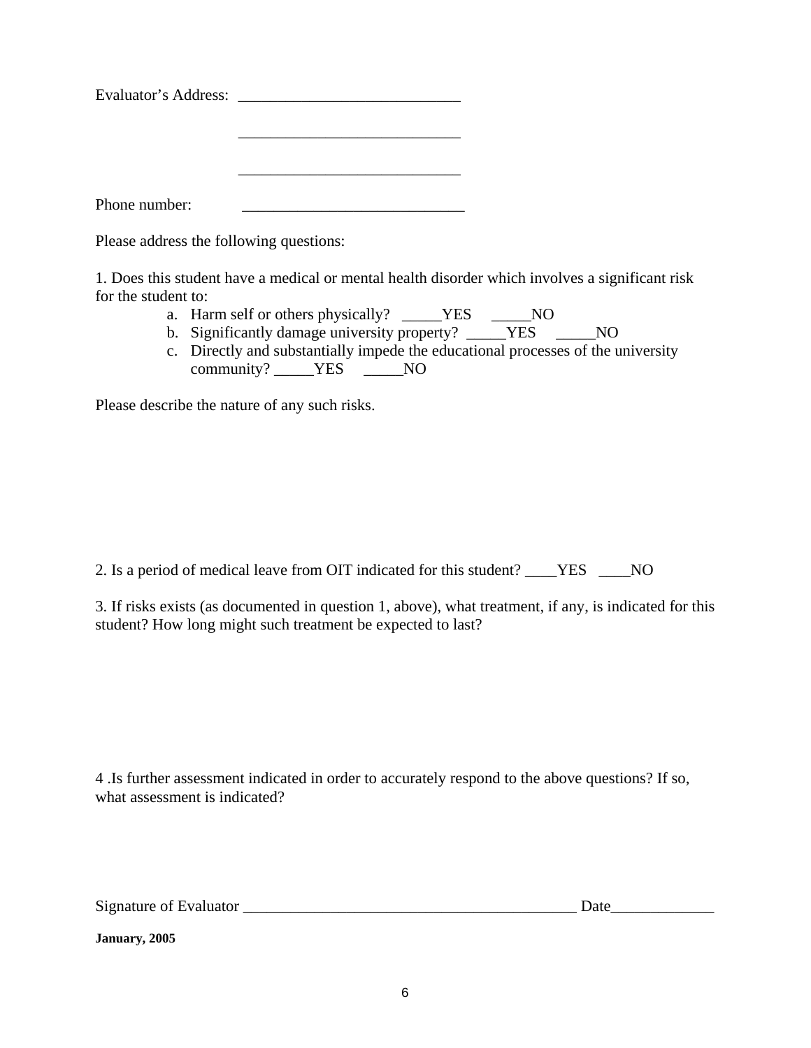Evaluator's Address: ____________________________

____________________________

____________________________

Phone number: ____________________________

Please address the following questions:

1. Does this student have a medical or mental health disorder which involves a significant risk for the student to:
   a. Harm self or others physically? _____YES _____NO
   b. Significantly damage university property? _____YES _____NO
   c. Directly and substantially impede the educational processes of the university community? _____YES _____NO

Please describe the nature of any such risks.

2. Is a period of medical leave from OIT indicated for this student? ____YES ____NO

3. If risks exists (as documented in question 1, above), what treatment, if any, is indicated for this student? How long might such treatment be expected to last?

4 .Is further assessment indicated in order to accurately respond to the above questions? If so, what assessment is indicated?

Signature of Evaluator ___________________________________________ Date_____________

**January, 2005**